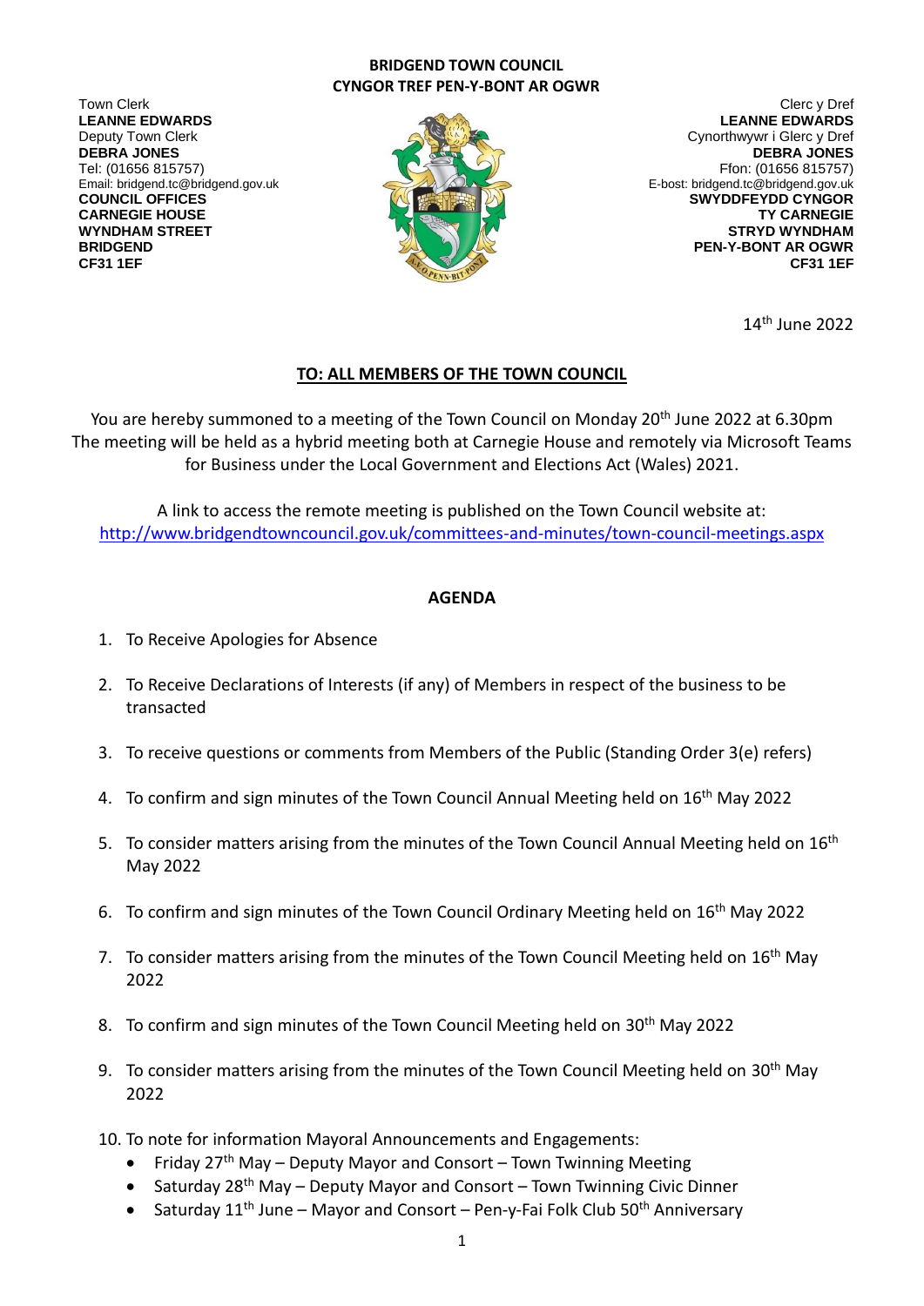**BRIDGEND TOWN COUNCIL**
**CYNGOR TREF PEN-Y-BONT AR OGWR**

Town Clerk
**LEANNE EDWARDS**
Deputy Town Clerk
**DEBRA JONES**
Tel: (01656 815757)
Email: bridgend.tc@bridgend.gov.uk
**COUNCIL OFFICES**
**CARNEGIE HOUSE**
**WYNDHAM STREET**
**BRIDGEND**
**CF31 1EF**

Clerc y Dref
**LEANNE EDWARDS**
Cynorthwywr i Glerc y Dref
**DEBRA JONES**
Ffon: (01656 815757)
E-bost: bridgend.tc@bridgend.gov.uk
**SWYDDFEYDD CYNGOR**
**TY CARNEGIE**
**STRYD WYNDHAM**
**PEN-Y-BONT AR OGWR**
**CF31 1EF**

14th June 2022

## TO: ALL MEMBERS OF THE TOWN COUNCIL

You are hereby summoned to a meeting of the Town Council on Monday 20th June 2022 at 6.30pm
The meeting will be held as a hybrid meeting both at Carnegie House and remotely via Microsoft Teams for Business under the Local Government and Elections Act (Wales) 2021.

A link to access the remote meeting is published on the Town Council website at:
http://www.bridgendtowncouncil.gov.uk/committees-and-minutes/town-council-meetings.aspx

## AGENDA

1. To Receive Apologies for Absence
2. To Receive Declarations of Interests (if any) of Members in respect of the business to be transacted
3. To receive questions or comments from Members of the Public (Standing Order 3(e) refers)
4. To confirm and sign minutes of the Town Council Annual Meeting held on 16th May 2022
5. To consider matters arising from the minutes of the Town Council Annual Meeting held on 16th May 2022
6. To confirm and sign minutes of the Town Council Ordinary Meeting held on 16th May 2022
7. To consider matters arising from the minutes of the Town Council Meeting held on 16th May 2022
8. To confirm and sign minutes of the Town Council Meeting held on 30th May 2022
9. To consider matters arising from the minutes of the Town Council Meeting held on 30th May 2022
10. To note for information Mayoral Announcements and Engagements:
    - Friday 27th May – Deputy Mayor and Consort – Town Twinning Meeting
    - Saturday 28th May – Deputy Mayor and Consort – Town Twinning Civic Dinner
    - Saturday 11th June – Mayor and Consort – Pen-y-Fai Folk Club 50th Anniversary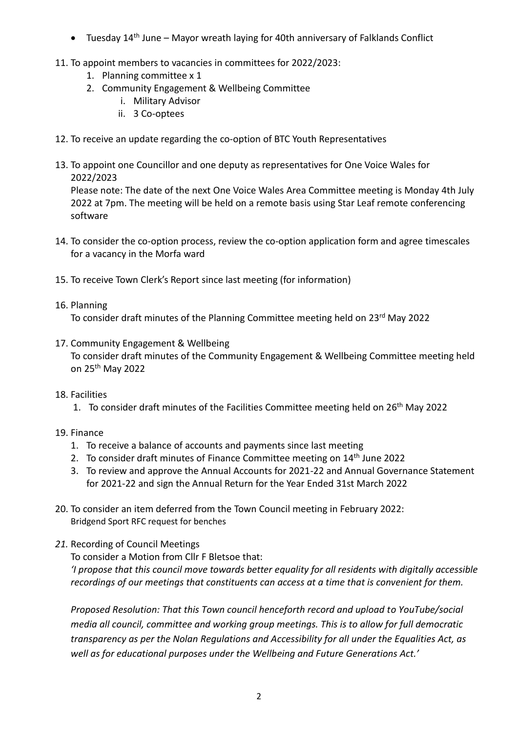- Tuesday 14th June – Mayor wreath laying for 40th anniversary of Falklands Conflict

11. To appoint members to vacancies in committees for 2022/2023:
    1. Planning committee x 1
    2. Community Engagement & Wellbeing Committee
        i. Military Advisor
        ii. 3 Co-optees

12. To receive an update regarding the co-option of BTC Youth Representatives

13. To appoint one Councillor and one deputy as representatives for One Voice Wales for 2022/2023

    Please note: The date of the next One Voice Wales Area Committee meeting is Monday 4th July 2022 at 7pm. The meeting will be held on a remote basis using Star Leaf remote conferencing software

14. To consider the co-option process, review the co-option application form and agree timescales for a vacancy in the Morfa ward

15. To receive Town Clerk's Report since last meeting (for information)

16. Planning

    To consider draft minutes of the Planning Committee meeting held on 23rd May 2022

17. Community Engagement & Wellbeing

    To consider draft minutes of the Community Engagement & Wellbeing Committee meeting held on 25th May 2022

18. Facilities
    1. To consider draft minutes of the Facilities Committee meeting held on 26th May 2022

19. Finance
    1. To receive a balance of accounts and payments since last meeting
    2. To consider draft minutes of Finance Committee meeting on 14th June 2022
    3. To review and approve the Annual Accounts for 2021-22 and Annual Governance Statement for 2021-22 and sign the Annual Return for the Year Ended 31st March 2022

20. To consider an item deferred from the Town Council meeting in February 2022:

    Bridgend Sport RFC request for benches

21. Recording of Council Meetings

    To consider a Motion from Cllr F Bletsoe that:

    *'I propose that this council move towards better equality for all residents with digitally accessible recordings of our meetings that constituents can access at a time that is convenient for them.*

    *Proposed Resolution: That this Town council henceforth record and upload to YouTube/social media all council, committee and working group meetings. This is to allow for full democratic transparency as per the Nolan Regulations and Accessibility for all under the Equalities Act, as well as for educational purposes under the Wellbeing and Future Generations Act.'*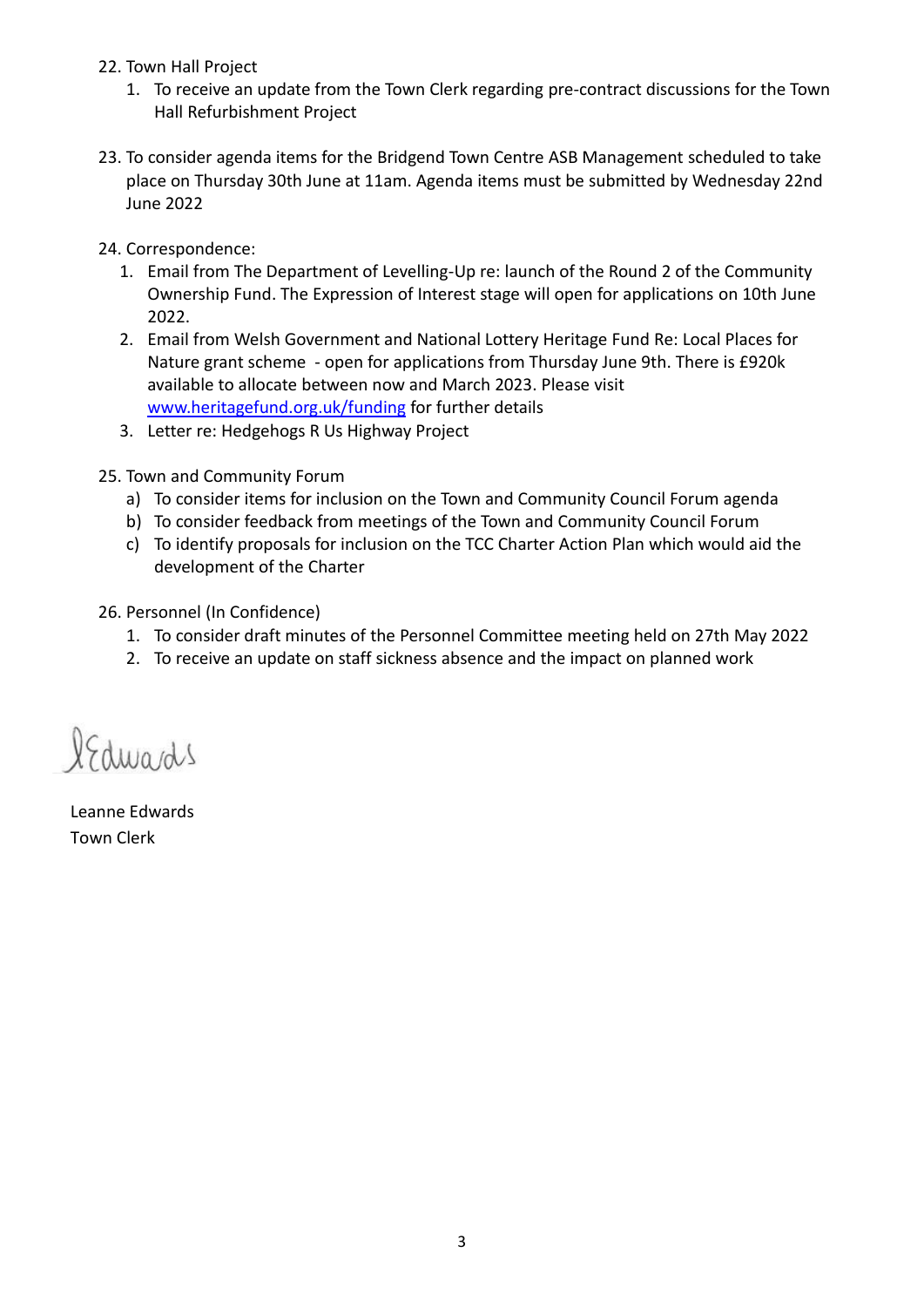22. Town Hall Project
    1. To receive an update from the Town Clerk regarding pre-contract discussions for the Town Hall Refurbishment Project

23. To consider agenda items for the Bridgend Town Centre ASB Management scheduled to take place on Thursday 30th June at 11am. Agenda items must be submitted by Wednesday 22nd June 2022

24. Correspondence:
    1. Email from The Department of Levelling-Up re: launch of the Round 2 of the Community Ownership Fund. The Expression of Interest stage will open for applications on 10th June 2022.
    2. Email from Welsh Government and National Lottery Heritage Fund Re: Local Places for Nature grant scheme - open for applications from Thursday June 9th. There is £920k available to allocate between now and March 2023. Please visit [www.heritagefund.org.uk/funding](www.heritagefund.org.uk/funding) for further details
    3. Letter re: Hedgehogs R Us Highway Project

25. Town and Community Forum
    a) To consider items for inclusion on the Town and Community Council Forum agenda
    b) To consider feedback from meetings of the Town and Community Council Forum
    c) To identify proposals for inclusion on the TCC Charter Action Plan which would aid the development of the Charter

26. Personnel (In Confidence)
    1. To consider draft minutes of the Personnel Committee meeting held on 27th May 2022
    2. To receive an update on staff sickness absence and the impact on planned work

LEdwards

Leanne Edwards
Town Clerk